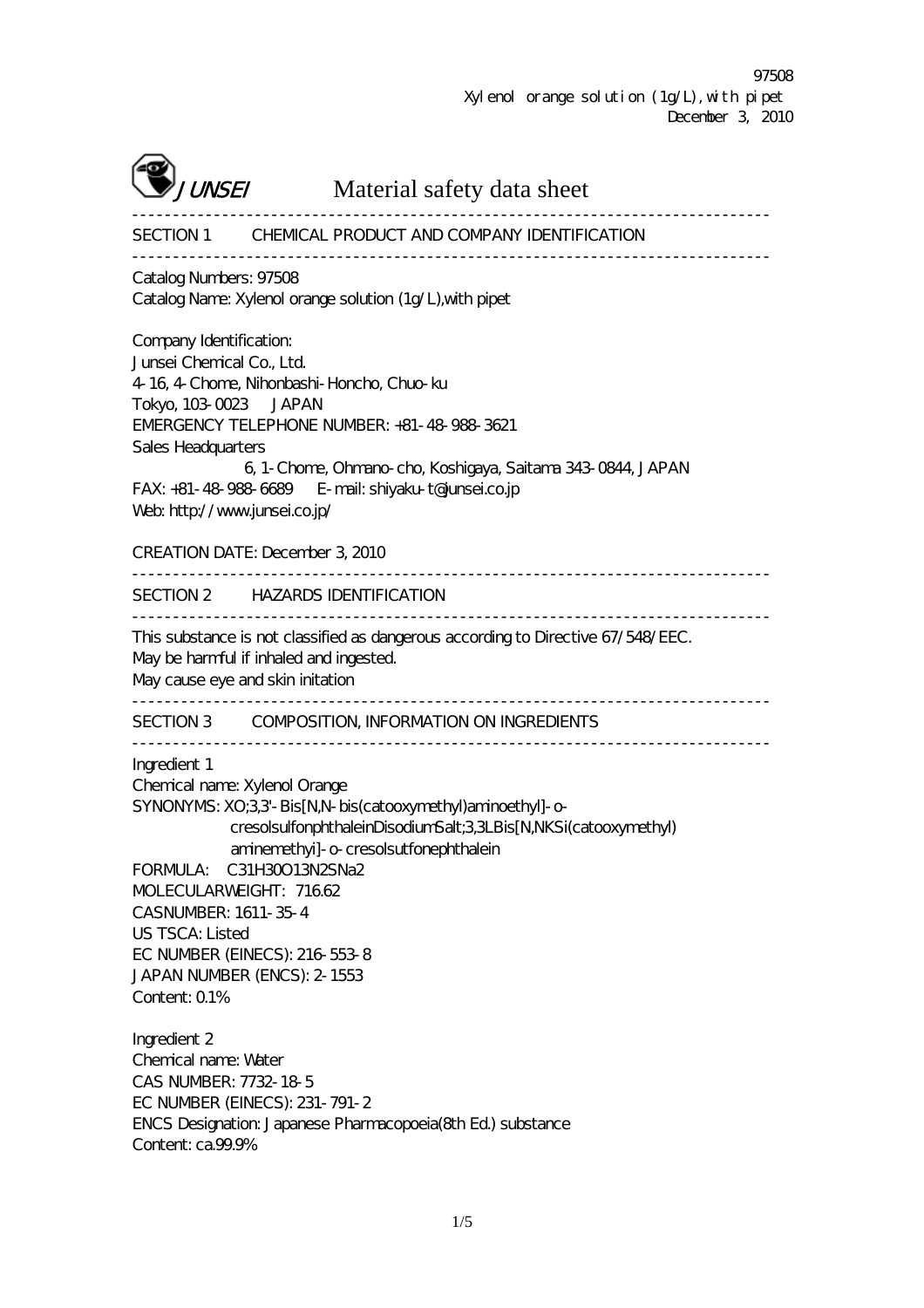97508
Xylenol orange solution (1g/L), with pipet
December 3, 2010

# JUNSEI Material safety data sheet

## SECTION 1 CHEMICAL PRODUCT AND COMPANY IDENTIFICATION

Catalog Numbers: 97508
Catalog Name: Xylenol orange solution (1g/L),with pipet

Company Identification:
Junsei Chemical Co., Ltd.
4-16, 4-Chome, Nihonbashi-Honcho, Chuo-ku
Tokyo, 103-0023 JAPAN
EMERGENCY TELEPHONE NUMBER: +81-48-988-3621
Sales Headquarters
6, 1-Chome, Ohmano-cho, Koshigaya, Saitama 343-0844, JAPAN
FAX: +81-48-988-6689 E-mail: shiyaku-t@junsei.co.jp
Web: http://www.junsei.co.jp/

CREATION DATE: December 3, 2010

## SECTION 2 HAZARDS IDENTIFICATION

This substance is not classified as dangerous according to Directive 67/548/EEC.
May be harmful if inhaled and ingested.
May cause eye and skin initation

## SECTION 3 COMPOSITION, INFORMATION ON INGREDIENTS

Ingredient 1
Chemical name: Xylenol Orange
SYNONYMS: XO;3,3'-Bis[N,N-bis(catooxymethyl)aminoethyl]-o-cresolsulfonphthaleinDisodiumSalt;3,3LBis[N,NKSi(catooxymethyl) aminemethyi]-o-cresolsutfonephthalein
FORMULA: $C_{31}H_{30}O_{13}N_2SNa_2$
MOLECULARWEIGHT: 716.62
CASNUMBER: 1611-35-4
US TSCA: Listed
EC NUMBER (EINECS): 216-553-8
JAPAN NUMBER (ENCS): 2-1553
Content: 0.1%

Ingredient 2
Chemical name: Water
CAS NUMBER: 7732-18-5
EC NUMBER (EINECS): 231-791-2
ENCS Designation: Japanese Pharmacopoeia(8th Ed.) substance
Content: ca.99.9%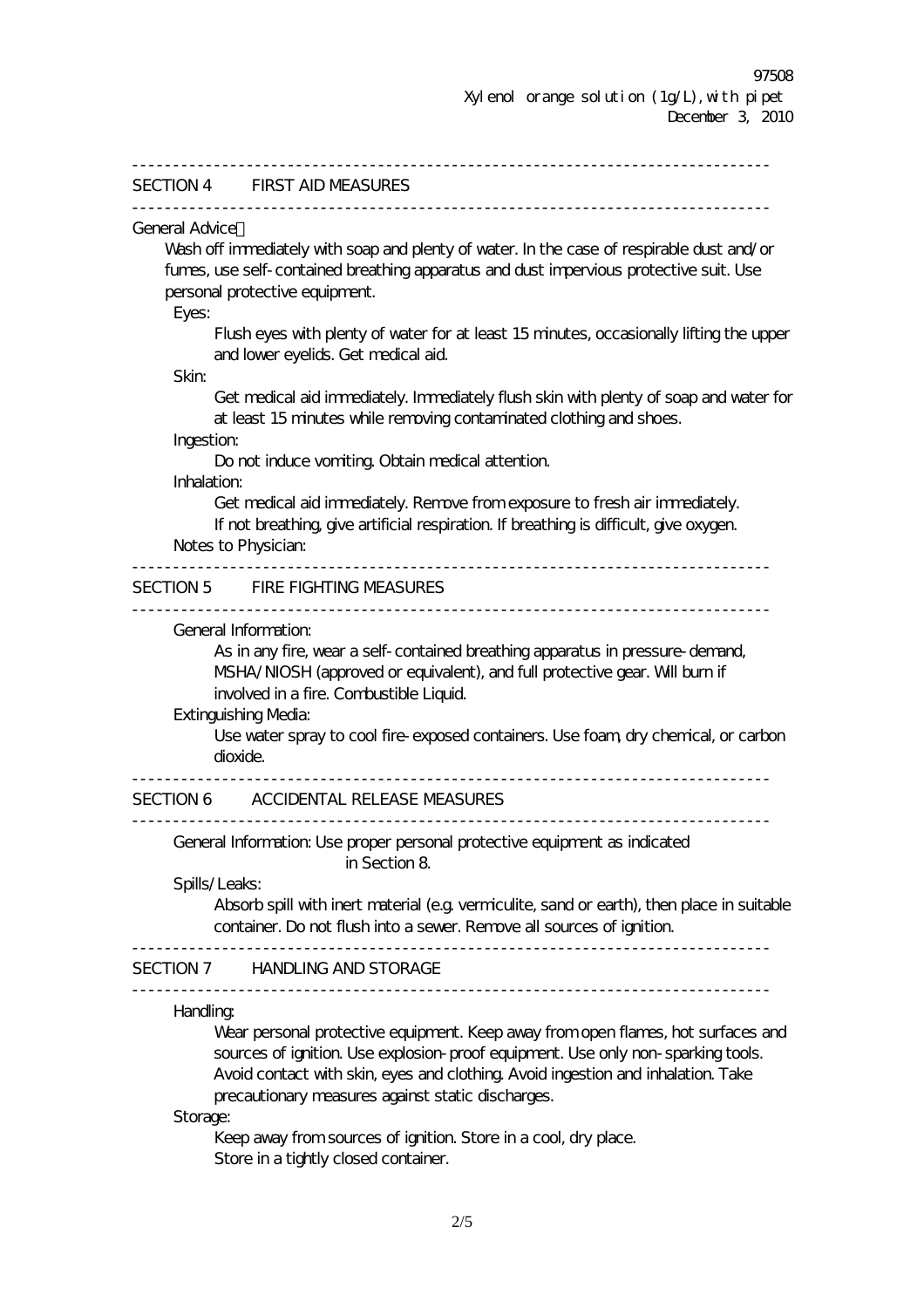## SECTION 4 FIRST AID MEASURES

General Advice：

Wash off immediately with soap and plenty of water. In the case of respirable dust and/or fumes, use self-contained breathing apparatus and dust impervious protective suit. Use personal protective equipment.

Eyes:

Flush eyes with plenty of water for at least 15 minutes, occasionally lifting the upper and lower eyelids. Get medical aid.

Skin:

Get medical aid immediately. Immediately flush skin with plenty of soap and water for at least 15 minutes while removing contaminated clothing and shoes.

Ingestion:

Do not induce vomiting. Obtain medical attention.

Inhalation:

Get medical aid immediately. Remove from exposure to fresh air immediately. If not breathing, give artificial respiration. If breathing is difficult, give oxygen.

Notes to Physician:

## SECTION 5 FIRE FIGHTING MEASURES

General Information:

As in any fire, wear a self-contained breathing apparatus in pressure-demand, MSHA/NIOSH (approved or equivalent), and full protective gear. Will burn if involved in a fire. Combustible Liquid.

Extinguishing Media:

Use water spray to cool fire-exposed containers. Use foam, dry chemical, or carbon dioxide.

## SECTION 6 ACCIDENTAL RELEASE MEASURES

General Information: Use proper personal protective equipment as indicated in Section 8.

Spills/Leaks:

Absorb spill with inert material (e.g. vermiculite, sand or earth), then place in suitable container. Do not flush into a sewer. Remove all sources of ignition.

## SECTION 7 HANDLING AND STORAGE

Handling:

Wear personal protective equipment. Keep away from open flames, hot surfaces and sources of ignition. Use explosion-proof equipment. Use only non-sparking tools. Avoid contact with skin, eyes and clothing. Avoid ingestion and inhalation. Take precautionary measures against static discharges.

Storage:

Keep away from sources of ignition. Store in a cool, dry place.
Store in a tightly closed container.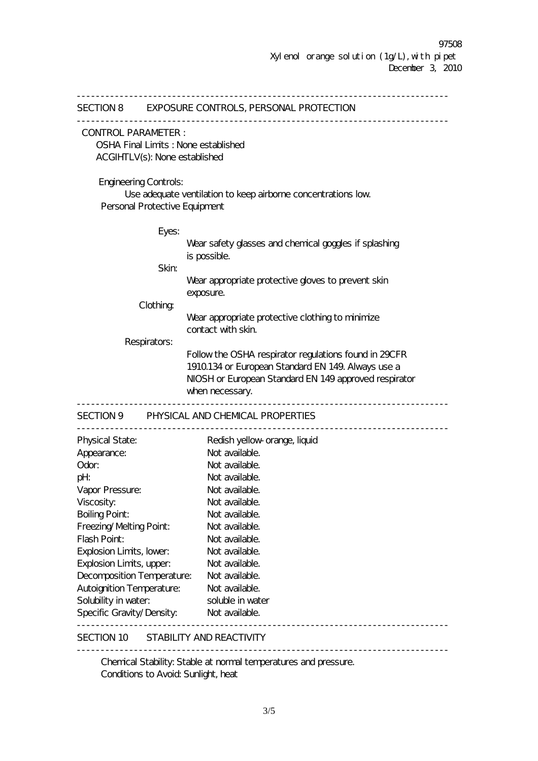## SECTION 8 EXPOSURE CONTROLS, PERSONAL PROTECTION

CONTROL PARAMETER :

OSHA Final Limits : None established

ACGIHTLV(s): None established

Engineering Controls:

Use adequate ventilation to keep airborne concentrations low.

Personal Protective Equipment

Eyes:

Wear safety glasses and chemical goggles if splashing is possible.

Skin:

Wear appropriate protective gloves to prevent skin exposure.

Clothing:

Wear appropriate protective clothing to minimize contact with skin.

Respirators:

Follow the OSHA respirator regulations found in 29CFR 1910.134 or European Standard EN 149. Always use a NIOSH or European Standard EN 149 approved respirator when necessary.

## SECTION 9 PHYSICAL AND CHEMICAL PROPERTIES

| | |
|---|---|
| Physical State: | Redish yellow-orange, liquid |
| Appearance: | Not available. |
| Odor: | Not available. |
| pH: | Not available. |
| Vapor Pressure: | Not available. |
| Viscosity: | Not available. |
| Boiling Point: | Not available. |
| Freezing/Melting Point: | Not available. |
| Flash Point: | Not available. |
| Explosion Limits, lower: | Not available. |
| Explosion Limits, upper: | Not available. |
| Decomposition Temperature: | Not available. |
| Autoignition Temperature: | Not available. |
| Solubility in water: | soluble in water |
| Specific Gravity/Density: | Not available. |

## SECTION 10 STABILITY AND REACTIVITY

Chemical Stability: Stable at normal temperatures and pressure.

Conditions to Avoid: Sunlight, heat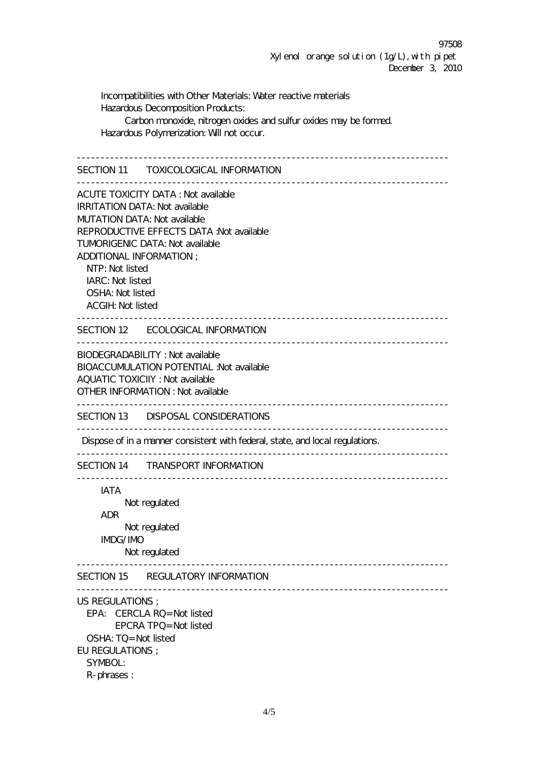Incompatibilities with Other Materials: Water reactive materials

Hazardous Decomposition Products:

Carbon monoxide, nitrogen oxides and sulfur oxides may be formed.

Hazardous Polymerization: Will not occur.

---

## SECTION 11 TOXICOLOGICAL INFORMATION

---

ACUTE TOXICITY DATA : Not available

IRRITATION DATA: Not available

MUTATION DATA: Not available

REPRODUCTIVE EFFECTS DATA :Not available

TUMORIGENIC DATA: Not available

ADDITIONAL INFORMATION ;

NTP: Not listed

IARC: Not listed

OSHA: Not listed

ACGIH: Not listed

---

## SECTION 12 ECOLOGICAL INFORMATION

---

BIODEGRADABILITY : Not available

BIOACCUMULATION POTENTIAL :Not available

AQUATIC TOXICIIY : Not available

OTHER INFORMATION : Not available

---

## SECTION 13 DISPOSAL CONSIDERATIONS

---

Dispose of in a manner consistent with federal, state, and local regulations.

---

## SECTION 14 TRANSPORT INFORMATION

---

IATA

Not regulated

ADR

Not regulated

IMDG/IMO

Not regulated

---

## SECTION 15 REGULATORY INFORMATION

---

US REGULATIONS ;

EPA: CERCLA RQ=Not listed

EPCRA TPQ=Not listed

OSHA: TQ=Not listed

EU REGULATIONS ;

SYMBOL:

R-phrases :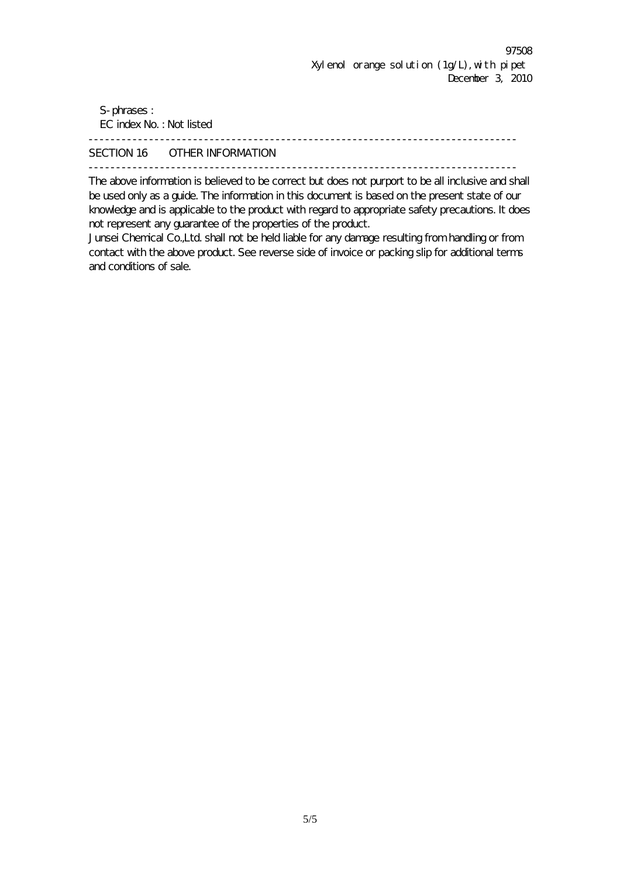S-phrases :
EC index No. : Not listed

## SECTION 16 OTHER INFORMATION

The above information is believed to be correct but does not purport to be all inclusive and shall be used only as a guide. The information in this document is based on the present state of our knowledge and is applicable to the product with regard to appropriate safety precautions. It does not represent any guarantee of the properties of the product.
Junsei Chemical Co.,Ltd. shall not be held liable for any damage resulting from handling or from contact with the above product. See reverse side of invoice or packing slip for additional terms and conditions of sale.